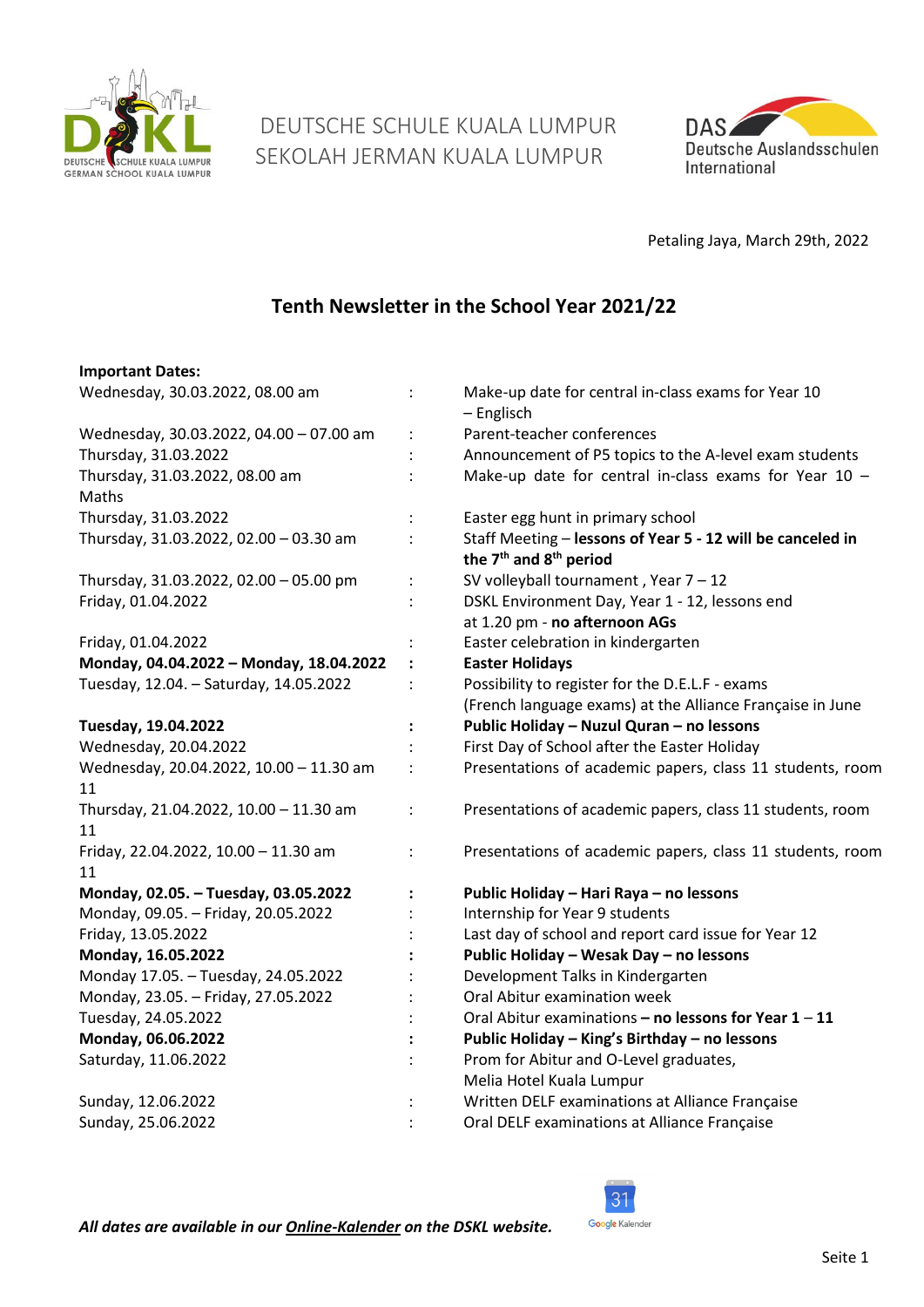DEUTSCHE SCHULE KUALA LUMPUR
SEKOLAH JERMAN KUALA LUMPUR

Petaling Jaya, March 29th, 2022

## Tenth Newsletter in the School Year 2021/22

**Important Dates:**

| | | |
|---|---|---|
| Wednesday, 30.03.2022, 08.00 am | : | Make-up date for central in-class exams for Year 10 – Englisch |
| Wednesday, 30.03.2022, 04.00 – 07.00 am | : | Parent-teacher conferences |
| Thursday, 31.03.2022 | : | Announcement of P5 topics to the A-level exam students |
| Thursday, 31.03.2022, 08.00 am | : | Make-up date for central in-class exams for Year 10 – Maths |
| Thursday, 31.03.2022 | : | Easter egg hunt in primary school |
| Thursday, 31.03.2022, 02.00 – 03.30 am | : | Staff Meeting – **lessons of Year 5 - 12 will be canceled in the 7th and 8th period** |
| Thursday, 31.03.2022, 02.00 – 05.00 pm | : | SV volleyball tournament , Year 7 – 12 |
| Friday, 01.04.2022 | : | DSKL Environment Day, Year 1 - 12, lessons end at 1.20 pm - **no afternoon AGs** |
| Friday, 01.04.2022 | : | Easter celebration in kindergarten |
| **Monday, 04.04.2022 – Monday, 18.04.2022** | **:** | **Easter Holidays** |
| Tuesday, 12.04. – Saturday, 14.05.2022 | : | Possibility to register for the D.E.L.F - exams (French language exams) at the Alliance Française in June |
| **Tuesday, 19.04.2022** | **:** | **Public Holiday – Nuzul Quran – no lessons** |
| Wednesday, 20.04.2022 | : | First Day of School after the Easter Holiday |
| Wednesday, 20.04.2022, 10.00 – 11.30 am | : | Presentations of academic papers, class 11 students, room 11 |
| Thursday, 21.04.2022, 10.00 – 11.30 am | : | Presentations of academic papers, class 11 students, room 11 |
| Friday, 22.04.2022, 10.00 – 11.30 am | : | Presentations of academic papers, class 11 students, room 11 |
| **Monday, 02.05. – Tuesday, 03.05.2022** | **:** | **Public Holiday – Hari Raya – no lessons** |
| Monday, 09.05. – Friday, 20.05.2022 | : | Internship for Year 9 students |
| Friday, 13.05.2022 | : | Last day of school and report card issue for Year 12 |
| **Monday, 16.05.2022** | **:** | **Public Holiday – Wesak Day – no lessons** |
| Monday 17.05. – Tuesday, 24.05.2022 | : | Development Talks in Kindergarten |
| Monday, 23.05. – Friday, 27.05.2022 | : | Oral Abitur examination week |
| Tuesday, 24.05.2022 | : | Oral Abitur examinations **– no lessons for Year 1 – 11** |
| **Monday, 06.06.2022** | **:** | **Public Holiday – King's Birthday – no lessons** |
| Saturday, 11.06.2022 | : | Prom for Abitur and O-Level graduates, Melia Hotel Kuala Lumpur |
| Sunday, 12.06.2022 | : | Written DELF examinations at Alliance Française |
| Sunday, 25.06.2022 | : | Oral DELF examinations at Alliance Française |

***All dates are available in our Online-Kalender on the DSKL website.***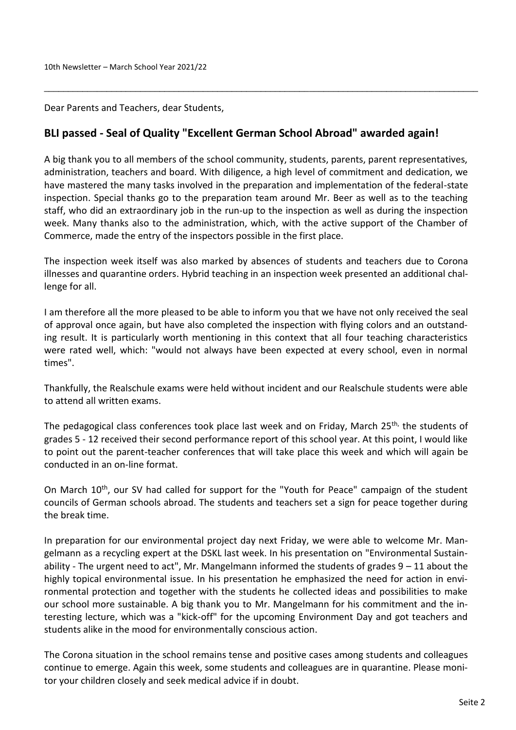Dear Parents and Teachers, dear Students,

## BLI passed - Seal of Quality "Excellent German School Abroad" awarded again!

A big thank you to all members of the school community, students, parents, parent representatives, administration, teachers and board. With diligence, a high level of commitment and dedication, we have mastered the many tasks involved in the preparation and implementation of the federal-state inspection. Special thanks go to the preparation team around Mr. Beer as well as to the teaching staff, who did an extraordinary job in the run-up to the inspection as well as during the inspection week. Many thanks also to the administration, which, with the active support of the Chamber of Commerce, made the entry of the inspectors possible in the first place.

The inspection week itself was also marked by absences of students and teachers due to Corona illnesses and quarantine orders. Hybrid teaching in an inspection week presented an additional challenge for all.

I am therefore all the more pleased to be able to inform you that we have not only received the seal of approval once again, but have also completed the inspection with flying colors and an outstanding result. It is particularly worth mentioning in this context that all four teaching characteristics were rated well, which: "would not always have been expected at every school, even in normal times".

Thankfully, the Realschule exams were held without incident and our Realschule students were able to attend all written exams.

The pedagogical class conferences took place last week and on Friday, March 25th, the students of grades 5 - 12 received their second performance report of this school year. At this point, I would like to point out the parent-teacher conferences that will take place this week and which will again be conducted in an on-line format.

On March 10th, our SV had called for support for the "Youth for Peace" campaign of the student councils of German schools abroad. The students and teachers set a sign for peace together during the break time.

In preparation for our environmental project day next Friday, we were able to welcome Mr. Mangelmann as a recycling expert at the DSKL last week. In his presentation on "Environmental Sustainability - The urgent need to act", Mr. Mangelmann informed the students of grades 9 – 11 about the highly topical environmental issue. In his presentation he emphasized the need for action in environmental protection and together with the students he collected ideas and possibilities to make our school more sustainable. A big thank you to Mr. Mangelmann for his commitment and the interesting lecture, which was a "kick-off" for the upcoming Environment Day and got teachers and students alike in the mood for environmentally conscious action.

The Corona situation in the school remains tense and positive cases among students and colleagues continue to emerge. Again this week, some students and colleagues are in quarantine. Please monitor your children closely and seek medical advice if in doubt.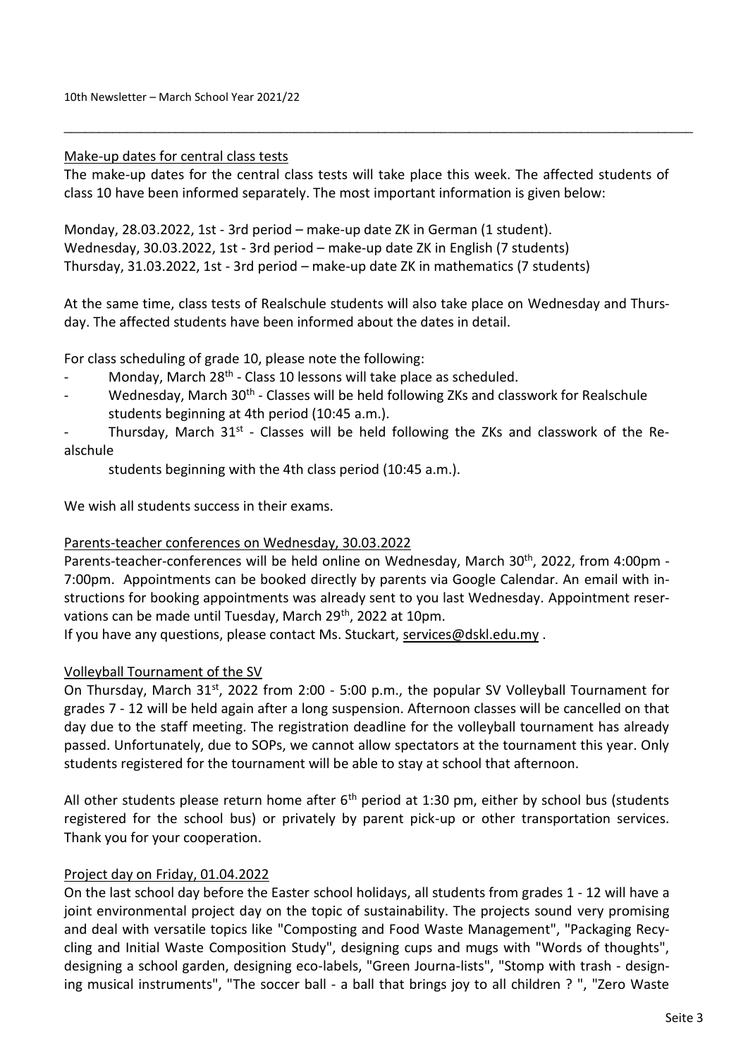## Make-up dates for central class tests

The make-up dates for the central class tests will take place this week. The affected students of class 10 have been informed separately. The most important information is given below:

Monday, 28.03.2022, 1st - 3rd period – make-up date ZK in German (1 student).
Wednesday, 30.03.2022, 1st - 3rd period – make-up date ZK in English (7 students)
Thursday, 31.03.2022, 1st - 3rd period – make-up date ZK in mathematics (7 students)

At the same time, class tests of Realschule students will also take place on Wednesday and Thursday. The affected students have been informed about the dates in detail.

For class scheduling of grade 10, please note the following:

- Monday, March 28th - Class 10 lessons will take place as scheduled.
- Wednesday, March 30th - Classes will be held following ZKs and classwork for Realschule students beginning at 4th period (10:45 a.m.).
- Thursday, March 31st - Classes will be held following the ZKs and classwork of the Realschule students beginning with the 4th class period (10:45 a.m.).

We wish all students success in their exams.

## Parents-teacher conferences on Wednesday, 30.03.2022

Parents-teacher-conferences will be held online on Wednesday, March 30th, 2022, from 4:00pm - 7:00pm. Appointments can be booked directly by parents via Google Calendar. An email with instructions for booking appointments was already sent to you last Wednesday. Appointment reservations can be made until Tuesday, March 29th, 2022 at 10pm.

If you have any questions, please contact Ms. Stuckart, services@dskl.edu.my .

## Volleyball Tournament of the SV

On Thursday, March 31st, 2022 from 2:00 - 5:00 p.m., the popular SV Volleyball Tournament for grades 7 - 12 will be held again after a long suspension. Afternoon classes will be cancelled on that day due to the staff meeting. The registration deadline for the volleyball tournament has already passed. Unfortunately, due to SOPs, we cannot allow spectators at the tournament this year. Only students registered for the tournament will be able to stay at school that afternoon.

All other students please return home after 6th period at 1:30 pm, either by school bus (students registered for the school bus) or privately by parent pick-up or other transportation services. Thank you for your cooperation.

## Project day on Friday, 01.04.2022

On the last school day before the Easter school holidays, all students from grades 1 - 12 will have a joint environmental project day on the topic of sustainability. The projects sound very promising and deal with versatile topics like "Composting and Food Waste Management", "Packaging Recycling and Initial Waste Composition Study", designing cups and mugs with "Words of thoughts", designing a school garden, designing eco-labels, "Green Journa-lists", "Stomp with trash - designing musical instruments", "The soccer ball - a ball that brings joy to all children ? ", "Zero Waste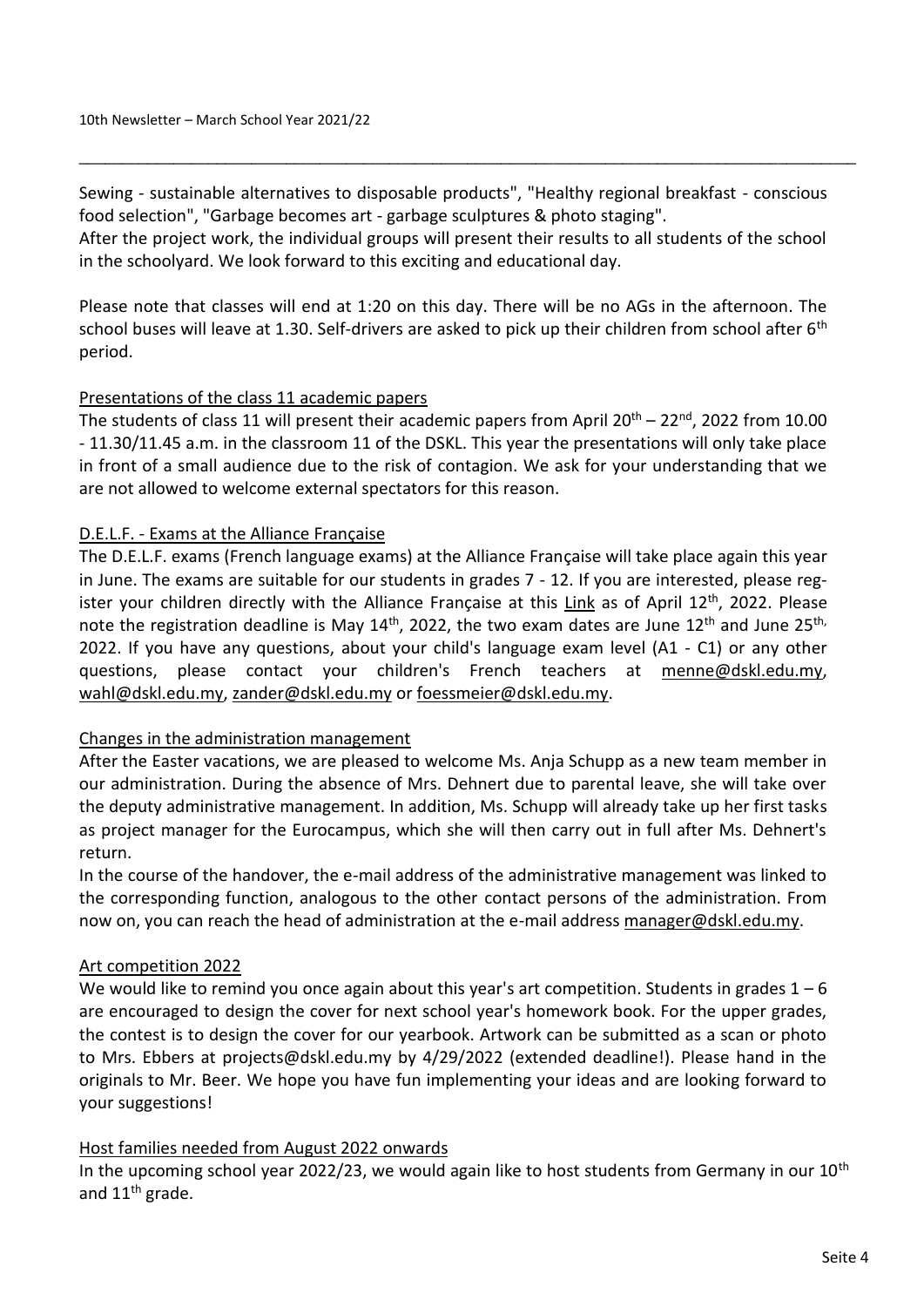Sewing - sustainable alternatives to disposable products", "Healthy regional breakfast - conscious food selection", "Garbage becomes art - garbage sculptures & photo staging".
After the project work, the individual groups will present their results to all students of the school in the schoolyard. We look forward to this exciting and educational day.

Please note that classes will end at 1:20 on this day. There will be no AGs in the afternoon. The school buses will leave at 1.30. Self-drivers are asked to pick up their children from school after 6th period.

## Presentations of the class 11 academic papers

The students of class 11 will present their academic papers from April 20th – 22nd, 2022 from 10.00 - 11.30/11.45 a.m. in the classroom 11 of the DSKL. This year the presentations will only take place in front of a small audience due to the risk of contagion. We ask for your understanding that we are not allowed to welcome external spectators for this reason.

## D.E.L.F. - Exams at the Alliance Française

The D.E.L.F. exams (French language exams) at the Alliance Française will take place again this year in June. The exams are suitable for our students in grades 7 - 12. If you are interested, please register your children directly with the Alliance Française at this Link as of April 12th, 2022. Please note the registration deadline is May 14th, 2022, the two exam dates are June 12th and June 25th, 2022. If you have any questions, about your child's language exam level (A1 - C1) or any other questions, please contact your children's French teachers at menne@dskl.edu.my, wahl@dskl.edu.my, zander@dskl.edu.my or foessmeier@dskl.edu.my.

## Changes in the administration management

After the Easter vacations, we are pleased to welcome Ms. Anja Schupp as a new team member in our administration. During the absence of Mrs. Dehnert due to parental leave, she will take over the deputy administrative management. In addition, Ms. Schupp will already take up her first tasks as project manager for the Eurocampus, which she will then carry out in full after Ms. Dehnert's return.
In the course of the handover, the e-mail address of the administrative management was linked to the corresponding function, analogous to the other contact persons of the administration. From now on, you can reach the head of administration at the e-mail address manager@dskl.edu.my.

## Art competition 2022

We would like to remind you once again about this year's art competition. Students in grades 1 – 6 are encouraged to design the cover for next school year's homework book. For the upper grades, the contest is to design the cover for our yearbook. Artwork can be submitted as a scan or photo to Mrs. Ebbers at projects@dskl.edu.my by 4/29/2022 (extended deadline!). Please hand in the originals to Mr. Beer. We hope you have fun implementing your ideas and are looking forward to your suggestions!

## Host families needed from August 2022 onwards

In the upcoming school year 2022/23, we would again like to host students from Germany in our 10th and 11th grade.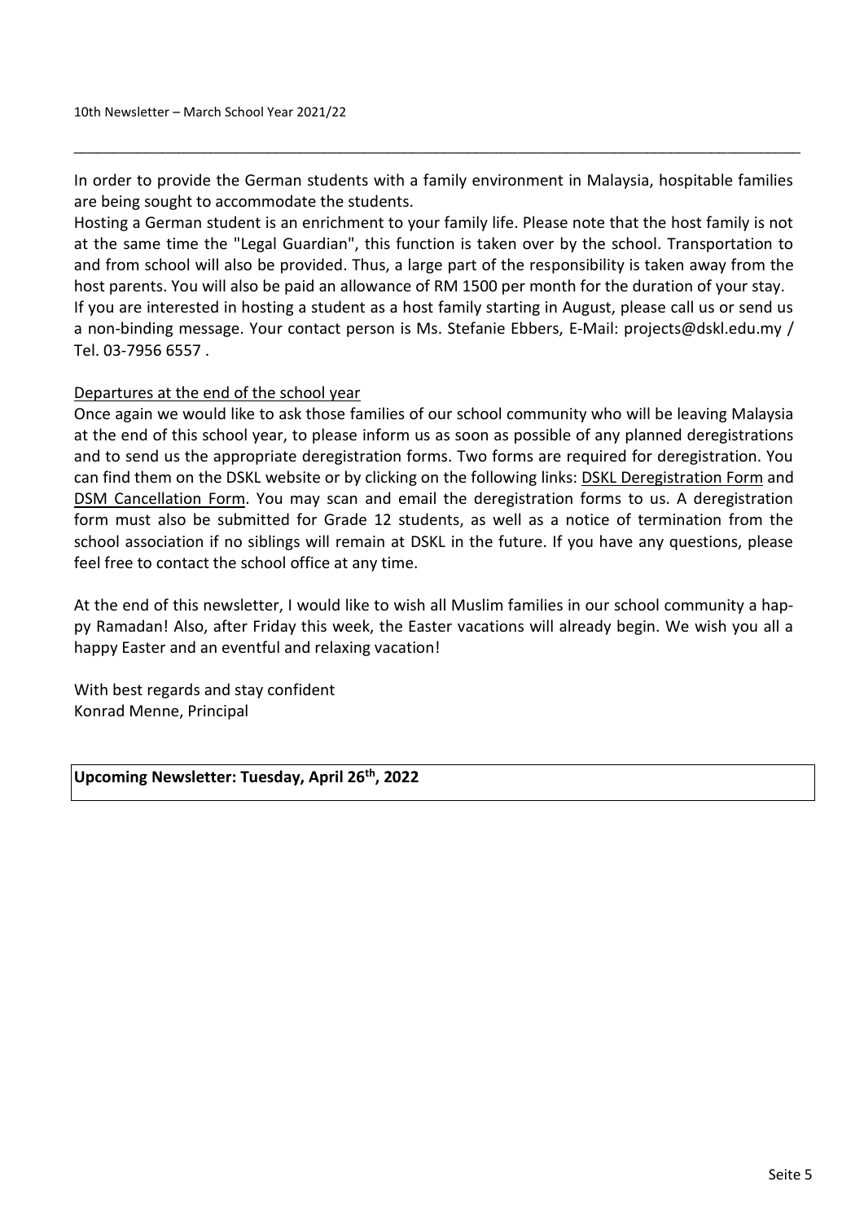In order to provide the German students with a family environment in Malaysia, hospitable families are being sought to accommodate the students.

Hosting a German student is an enrichment to your family life. Please note that the host family is not at the same time the "Legal Guardian", this function is taken over by the school. Transportation to and from school will also be provided. Thus, a large part of the responsibility is taken away from the host parents. You will also be paid an allowance of RM 1500 per month for the duration of your stay.

If you are interested in hosting a student as a host family starting in August, please call us or send us a non-binding message. Your contact person is Ms. Stefanie Ebbers, E-Mail: projects@dskl.edu.my / Tel. 03-7956 6557 .

Departures at the end of the school year

Once again we would like to ask those families of our school community who will be leaving Malaysia at the end of this school year, to please inform us as soon as possible of any planned deregistrations and to send us the appropriate deregistration forms. Two forms are required for deregistration. You can find them on the DSKL website or by clicking on the following links: DSKL Deregistration Form and DSM Cancellation Form. You may scan and email the deregistration forms to us. A deregistration form must also be submitted for Grade 12 students, as well as a notice of termination from the school association if no siblings will remain at DSKL in the future. If you have any questions, please feel free to contact the school office at any time.

At the end of this newsletter, I would like to wish all Muslim families in our school community a happy Ramadan! Also, after Friday this week, the Easter vacations will already begin. We wish you all a happy Easter and an eventful and relaxing vacation!

With best regards and stay confident
Konrad Menne, Principal

**Upcoming Newsletter: Tuesday, April 26th, 2022**